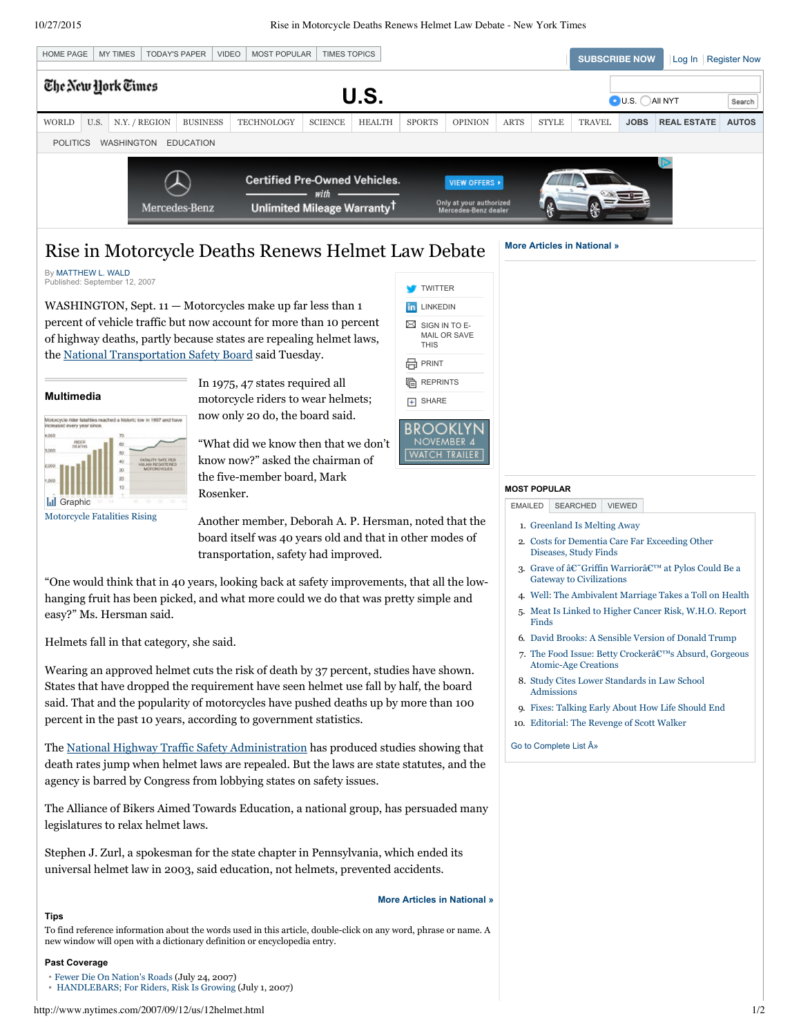# Rise in Motorcycle Deaths Renews Helmet Law Debate

By MATTHEW L. WALD
Published: September 12, 2007

WASHINGTON, Sept. 11 — Motorcycles make up far less than 1 percent of vehicle traffic but now account for more than 10 percent of highway deaths, partly because states are repealing helmet laws, the National Transportation Safety Board said Tuesday.

**Multimedia**

Graphic
Motorcycle Fatalities Rising

In 1975, 47 states required all motorcycle riders to wear helmets; now only 20 do, the board said.

"What did we know then that we don't know now?" asked the chairman of the five-member board, Mark Rosenker.

Another member, Deborah A. P. Hersman, noted that the board itself was 40 years old and that in other modes of transportation, safety had improved.

"One would think that in 40 years, looking back at safety improvements, that all the low-hanging fruit has been picked, and what more could we do that was pretty simple and easy?" Ms. Hersman said.

Helmets fall in that category, she said.

Wearing an approved helmet cuts the risk of death by 37 percent, studies have shown. States that have dropped the requirement have seen helmet use fall by half, the board said. That and the popularity of motorcycles have pushed deaths up by more than 100 percent in the past 10 years, according to government statistics.

The National Highway Traffic Safety Administration has produced studies showing that death rates jump when helmet laws are repealed. But the laws are state statutes, and the agency is barred by Congress from lobbying states on safety issues.

The Alliance of Bikers Aimed Towards Education, a national group, has persuaded many legislatures to relax helmet laws.

Stephen J. Zurl, a spokesman for the state chapter in Pennsylvania, which ended its universal helmet law in 2003, said education, not helmets, prevented accidents.

More Articles in National »

**Tips**

To find reference information about the words used in this article, double-click on any word, phrase or name. A new window will open with a dictionary definition or encyclopedia entry.

**Past Coverage**

- Fewer Die On Nation's Roads (July 24, 2007)
- HANDLEBARS; For Riders, Risk Is Growing (July 1, 2007)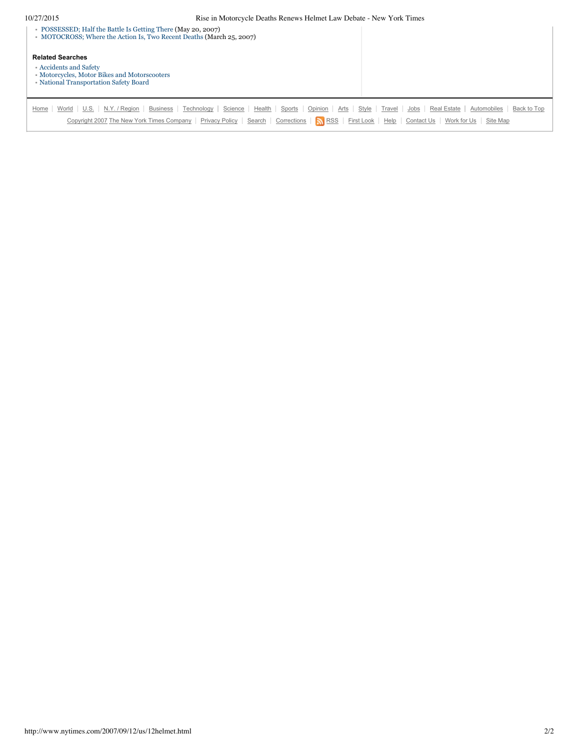- POSSESSED; Half the Battle Is Getting There (May 20, 2007)
- MOTOCROSS; Where the Action Is, Two Recent Deaths (March 25, 2007)

**Related Searches**

- Accidents and Safety
- Motorcycles, Motor Bikes and Motorscooters
- National Transportation Safety Board

Home | World | U.S. | N.Y. / Region | Business | Technology | Science | Health | Sports | Opinion | Arts | Style | Travel | Jobs | Real Estate | Automobiles | Back to Top

Copyright 2007 The New York Times Company | Privacy Policy | Search | Corrections | RSS | First Look | Help | Contact Us | Work for Us | Site Map